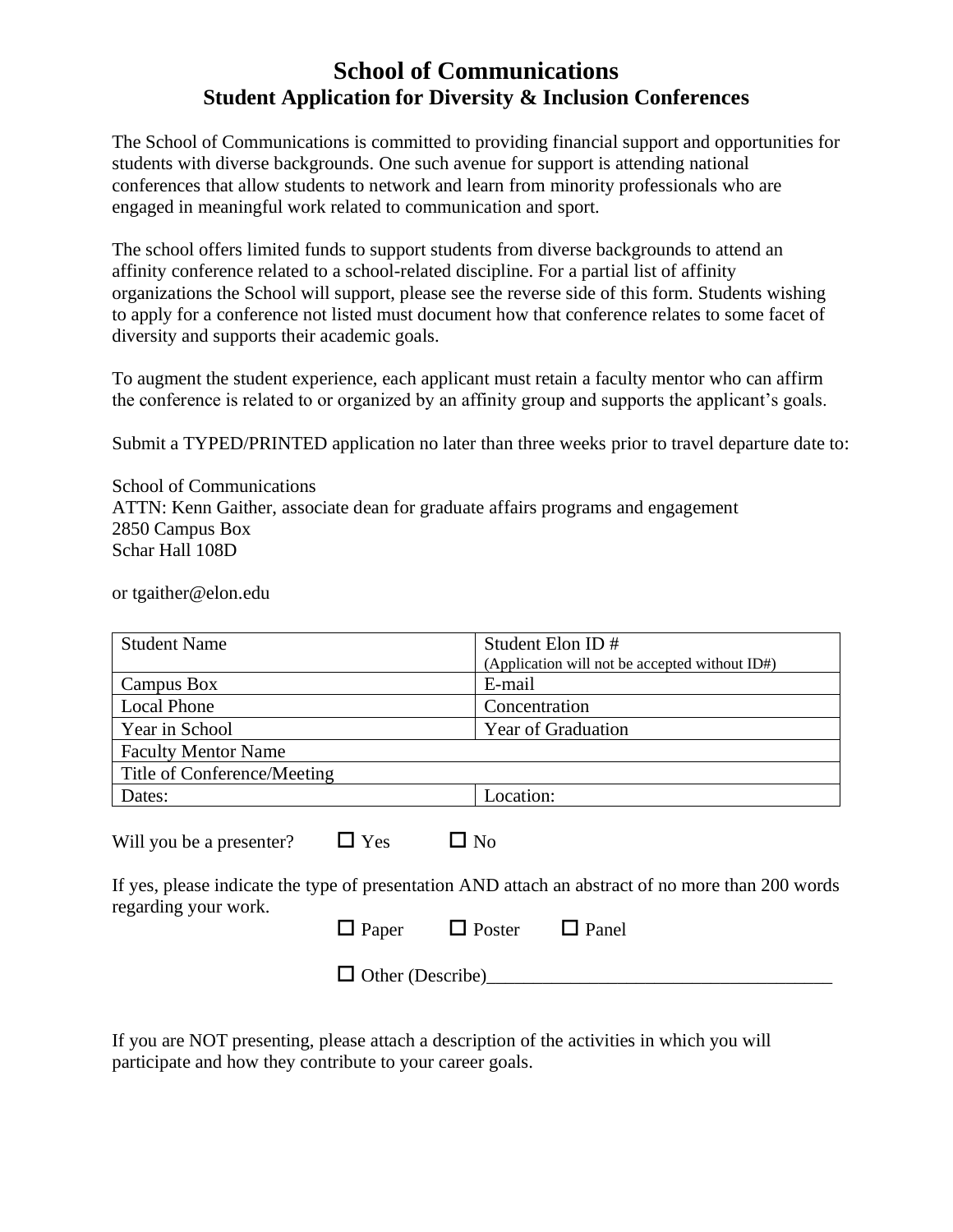# School of Communications

## Student Application for Diversity & Inclusion Conferences

The School of Communications is committed to providing financial support and opportunities for students with diverse backgrounds. One such avenue for support is attending national conferences that allow students to network and learn from minority professionals who are engaged in meaningful work related to communication and sport.

The school offers limited funds to support students from diverse backgrounds to attend an affinity conference related to a school-related discipline. For a partial list of affinity organizations the School will support, please see the reverse side of this form. Students wishing to apply for a conference not listed must document how that conference relates to some facet of diversity and supports their academic goals.

To augment the student experience, each applicant must retain a faculty mentor who can affirm the conference is related to or organized by an affinity group and supports the applicant's goals.

Submit a TYPED/PRINTED application no later than three weeks prior to travel departure date to:

School of Communications
ATTN: Kenn Gaither, associate dean for graduate affairs programs and engagement
2850 Campus Box
Schar Hall 108D

or tgaither@elon.edu

| Student Name | Student Elon ID # (Application will not be accepted without ID#) |
|---|---|
| Campus Box | E-mail |
| Local Phone | Concentration |
| Year in School | Year of Graduation |
| Faculty Mentor Name | |
| Title of Conference/Meeting | |
| Dates: | Location: |

Will you be a presenter? ☐ Yes ☐ No

If yes, please indicate the type of presentation AND attach an abstract of no more than 200 words regarding your work.

☐ Paper ☐ Poster ☐ Panel

☐ Other (Describe)_____________________________________

If you are NOT presenting, please attach a description of the activities in which you will participate and how they contribute to your career goals.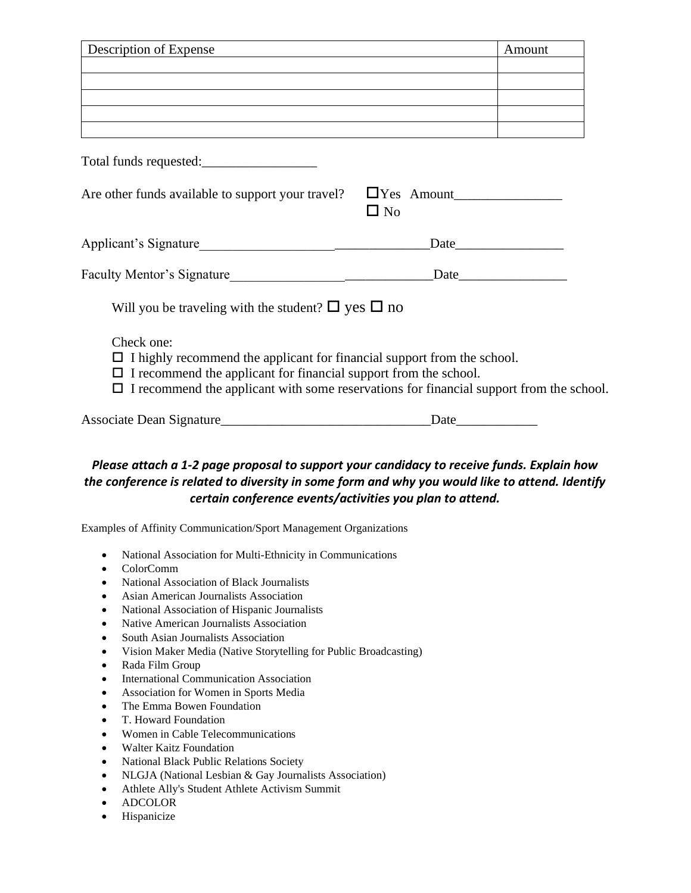| Description of Expense | Amount |
|---|---|
| | |
| | |
| | |
| | |
| | |

Total funds requested:_________________

Are other funds available to support your travel? ☐ Yes Amount________________
☐ No

Applicant's Signature___________________________________Date________________

Faculty Mentor's Signature_______________________________Date________________

Will you be traveling with the student? ☐ yes ☐ no

Check one:
☐ I highly recommend the applicant for financial support from the school.
☐ I recommend the applicant for financial support from the school.
☐ I recommend the applicant with some reservations for financial support from the school.

Associate Dean Signature_______________________________Date____________

***Please attach a 1-2 page proposal to support your candidacy to receive funds. Explain how the conference is related to diversity in some form and why you would like to attend. Identify certain conference events/activities you plan to attend.***

Examples of Affinity Communication/Sport Management Organizations

- National Association for Multi-Ethnicity in Communications
- ColorComm
- National Association of Black Journalists
- Asian American Journalists Association
- National Association of Hispanic Journalists
- Native American Journalists Association
- South Asian Journalists Association
- Vision Maker Media (Native Storytelling for Public Broadcasting)
- Rada Film Group
- International Communication Association
- Association for Women in Sports Media
- The Emma Bowen Foundation
- T. Howard Foundation
- Women in Cable Telecommunications
- Walter Kaitz Foundation
- National Black Public Relations Society
- NLGJA (National Lesbian & Gay Journalists Association)
- Athlete Ally's Student Athlete Activism Summit
- ADCOLOR
- Hispanicize